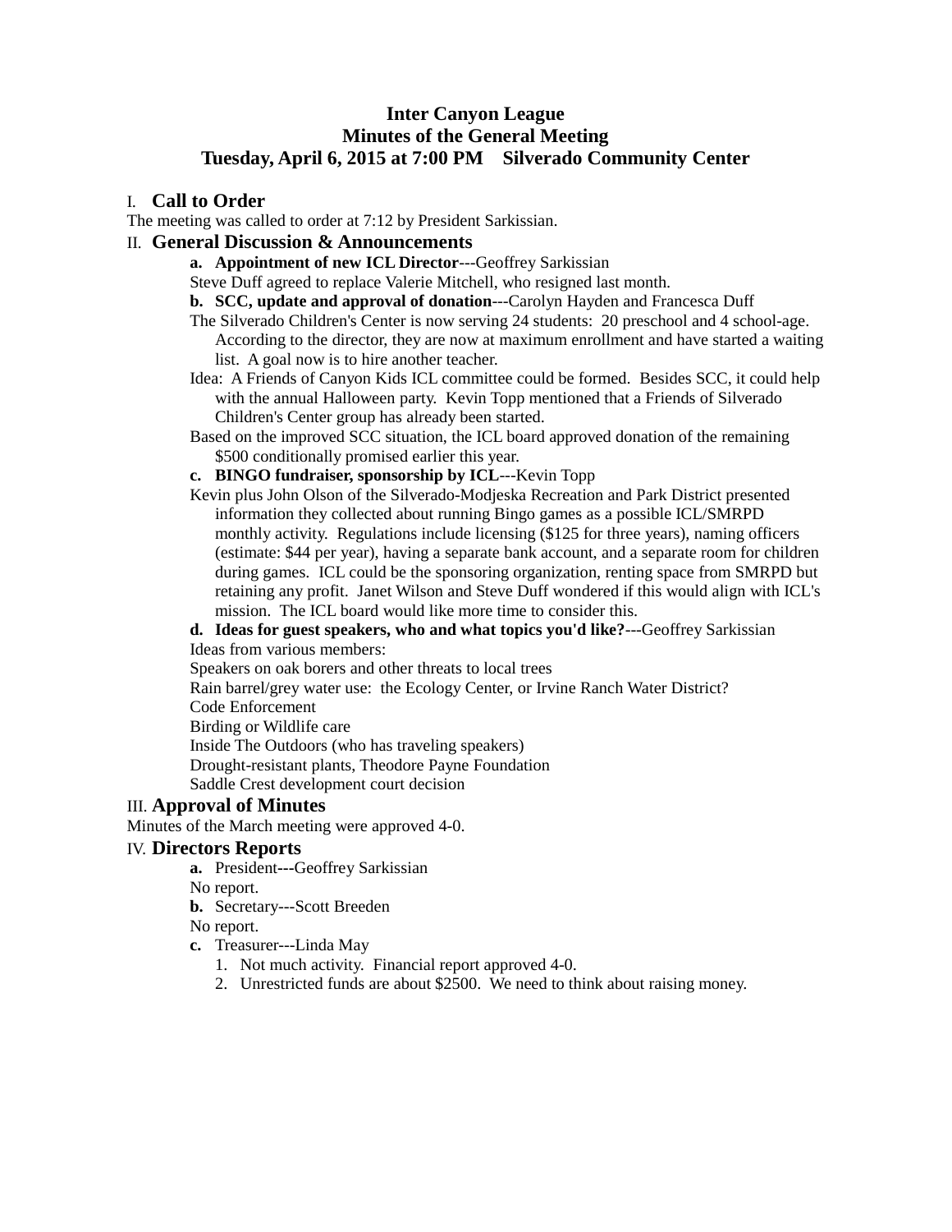# Inter Canyon League
## Minutes of the General Meeting
## Tuesday, April 6, 2015 at 7:00 PM    Silverado Community Center

## I. Call to Order

The meeting was called to order at 7:12 by President Sarkissian.

## II. General Discussion & Announcements

**a. Appointment of new ICL Director**---Geoffrey Sarkissian

Steve Duff agreed to replace Valerie Mitchell, who resigned last month.

**b. SCC, update and approval of donation**---Carolyn Hayden and Francesca Duff

The Silverado Children's Center is now serving 24 students: 20 preschool and 4 school-age. According to the director, they are now at maximum enrollment and have started a waiting list. A goal now is to hire another teacher.

Idea: A Friends of Canyon Kids ICL committee could be formed. Besides SCC, it could help with the annual Halloween party. Kevin Topp mentioned that a Friends of Silverado Children's Center group has already been started.

Based on the improved SCC situation, the ICL board approved donation of the remaining $500 conditionally promised earlier this year.

**c. BINGO fundraiser, sponsorship by ICL**---Kevin Topp

Kevin plus John Olson of the Silverado-Modjeska Recreation and Park District presented information they collected about running Bingo games as a possible ICL/SMRPD monthly activity. Regulations include licensing ($125 for three years), naming officers (estimate: $44 per year), having a separate bank account, and a separate room for children during games. ICL could be the sponsoring organization, renting space from SMRPD but retaining any profit. Janet Wilson and Steve Duff wondered if this would align with ICL's mission. The ICL board would like more time to consider this.

**d. Ideas for guest speakers, who and what topics you'd like?**---Geoffrey Sarkissian

Ideas from various members:

Speakers on oak borers and other threats to local trees

Rain barrel/grey water use: the Ecology Center, or Irvine Ranch Water District?

Code Enforcement

Birding or Wildlife care

Inside The Outdoors (who has traveling speakers)

Drought-resistant plants, Theodore Payne Foundation

Saddle Crest development court decision

## III. Approval of Minutes

Minutes of the March meeting were approved 4-0.

## IV. Directors Reports

**a.** President---Geoffrey Sarkissian

No report.

**b.** Secretary---Scott Breeden

No report.

**c.** Treasurer---Linda May

1. Not much activity. Financial report approved 4-0.
2. Unrestricted funds are about $2500. We need to think about raising money.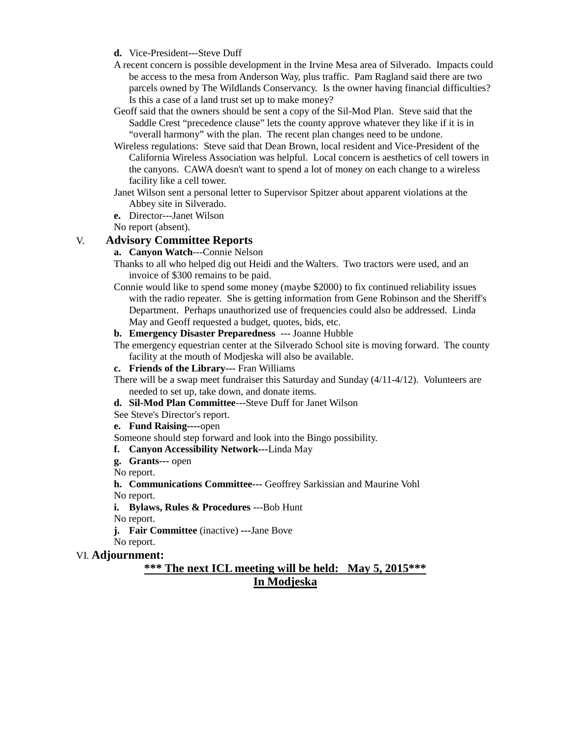**d.** Vice-President---Steve Duff

A recent concern is possible development in the Irvine Mesa area of Silverado. Impacts could be access to the mesa from Anderson Way, plus traffic. Pam Ragland said there are two parcels owned by The Wildlands Conservancy. Is the owner having financial difficulties? Is this a case of a land trust set up to make money?

Geoff said that the owners should be sent a copy of the Sil-Mod Plan. Steve said that the Saddle Crest “precedence clause” lets the county approve whatever they like if it is in “overall harmony” with the plan. The recent plan changes need to be undone.

Wireless regulations: Steve said that Dean Brown, local resident and Vice-President of the California Wireless Association was helpful. Local concern is aesthetics of cell towers in the canyons. CAWA doesn't want to spend a lot of money on each change to a wireless facility like a cell tower.

Janet Wilson sent a personal letter to Supervisor Spitzer about apparent violations at the Abbey site in Silverado.

**e.** Director---Janet Wilson

No report (absent).

## V. Advisory Committee Reports

**a. Canyon Watch**---Connie Nelson

Thanks to all who helped dig out Heidi and the Walters. Two tractors were used, and an invoice of $300 remains to be paid.

Connie would like to spend some money (maybe $2000) to fix continued reliability issues with the radio repeater. She is getting information from Gene Robinson and the Sheriff's Department. Perhaps unauthorized use of frequencies could also be addressed. Linda May and Geoff requested a budget, quotes, bids, etc.

**b. Emergency Disaster Preparedness** --- Joanne Hubble

The emergency equestrian center at the Silverado School site is moving forward. The county facility at the mouth of Modjeska will also be available.

**c. Friends of the Library---** Fran Williams

There will be a swap meet fundraiser this Saturday and Sunday (4/11-4/12). Volunteers are needed to set up, take down, and donate items.

**d. Sil-Mod Plan Committee**---Steve Duff for Janet Wilson

See Steve's Director's report.

**e. Fund Raising----**open

Someone should step forward and look into the Bingo possibility.

**f. Canyon Accessibility Network**---Linda May

**g. Grants---** open

No report.

**h. Communications Committee---** Geoffrey Sarkissian and Maurine Vohl

No report.

**i. Bylaws, Rules & Procedures** ---Bob Hunt

No report.

**j. Fair Committee** (inactive) ---Jane Bove

No report.

## VI. Adjournment:

**\*\*\* The next ICL meeting will be held: May 5, 2015\*\*\***

**In Modjeska**